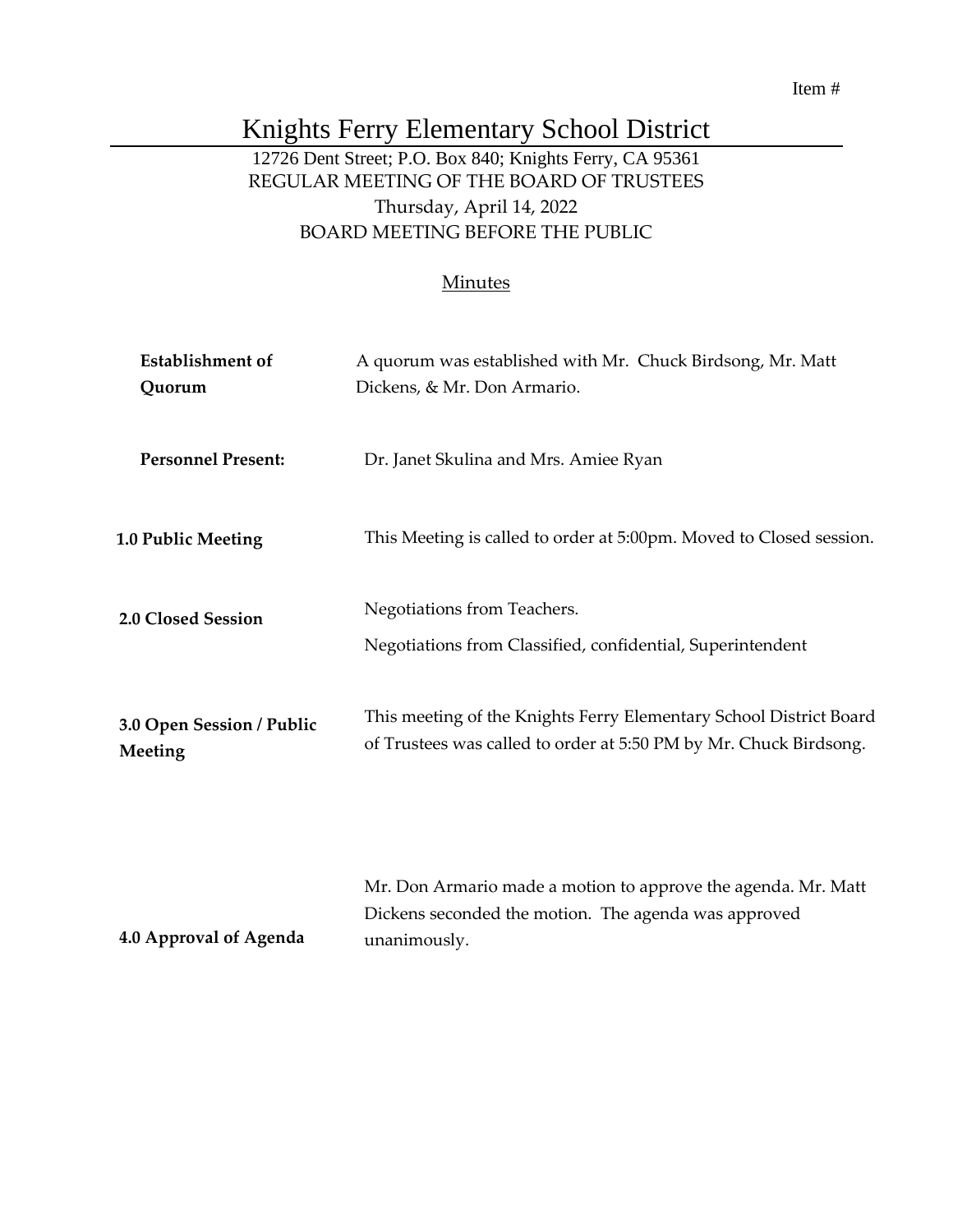Item #

# Knights Ferry Elementary School District

12726 Dent Street; P.O. Box 840; Knights Ferry, CA 95361
REGULAR MEETING OF THE BOARD OF TRUSTEES
Thursday, April 14, 2022
BOARD MEETING BEFORE THE PUBLIC

## Minutes

**Establishment of Quorum**
A quorum was established with Mr. Chuck Birdsong, Mr. Matt Dickens, & Mr. Don Armario.

**Personnel Present:**
Dr. Janet Skulina and Mrs. Amiee Ryan

**1.0 Public Meeting**
This Meeting is called to order at 5:00pm. Moved to Closed session.

**2.0 Closed Session**
Negotiations from Teachers.

Negotiations from Classified, confidential, Superintendent

**3.0 Open Session / Public Meeting**
This meeting of the Knights Ferry Elementary School District Board of Trustees was called to order at 5:50 PM by Mr. Chuck Birdsong.

**4.0 Approval of Agenda**
Mr. Don Armario made a motion to approve the agenda. Mr. Matt Dickens seconded the motion. The agenda was approved unanimously.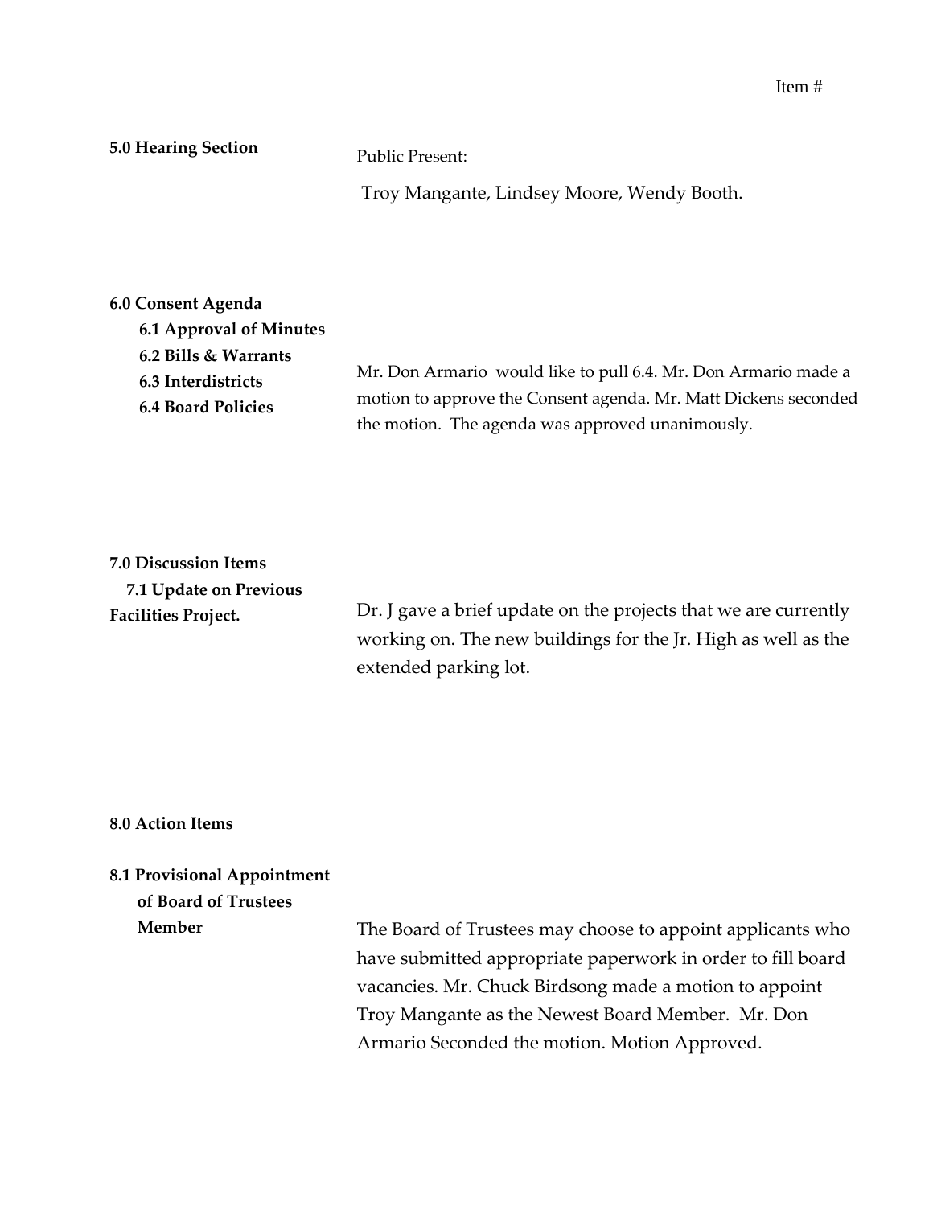Item #

**5.0 Hearing Section**

Public Present:

Troy Mangante, Lindsey Moore, Wendy Booth.

**6.0 Consent Agenda**

- **6.1 Approval of Minutes**
- **6.2 Bills & Warrants**
- **6.3 Interdistricts**
- **6.4 Board Policies**

Mr. Don Armario would like to pull 6.4. Mr. Don Armario made a motion to approve the Consent agenda. Mr. Matt Dickens seconded the motion. The agenda was approved unanimously.

**7.0 Discussion Items**

**7.1 Update on Previous Facilities Project.**

Dr. J gave a brief update on the projects that we are currently working on. The new buildings for the Jr. High as well as the extended parking lot.

**8.0 Action Items**

**8.1 Provisional Appointment of Board of Trustees Member**

The Board of Trustees may choose to appoint applicants who have submitted appropriate paperwork in order to fill board vacancies. Mr. Chuck Birdsong made a motion to appoint Troy Mangante as the Newest Board Member. Mr. Don Armario Seconded the motion. Motion Approved.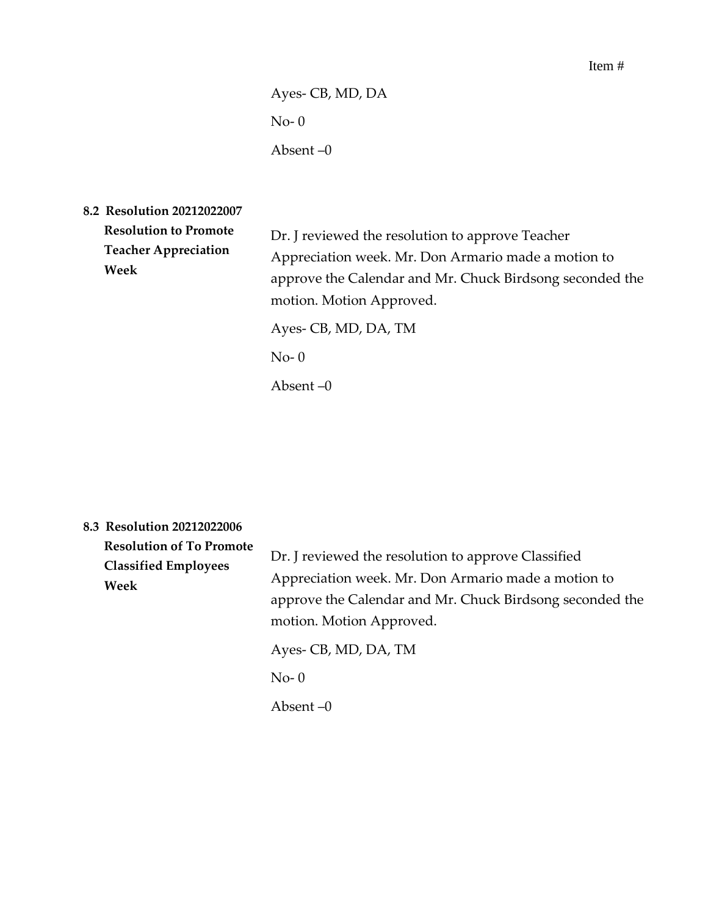Ayes- CB, MD, DA

No- 0

Absent –0

**8.2 Resolution 20212022007 Resolution to Promote Teacher Appreciation Week**

Dr. J reviewed the resolution to approve Teacher Appreciation week. Mr. Don Armario made a motion to approve the Calendar and Mr. Chuck Birdsong seconded the motion. Motion Approved.

Ayes- CB, MD, DA, TM

No- 0

Absent –0

**8.3 Resolution 20212022006 Resolution of To Promote Classified Employees Week**

Dr. J reviewed the resolution to approve Classified Appreciation week. Mr. Don Armario made a motion to approve the Calendar and Mr. Chuck Birdsong seconded the motion. Motion Approved.

Ayes- CB, MD, DA, TM

No- 0

Absent –0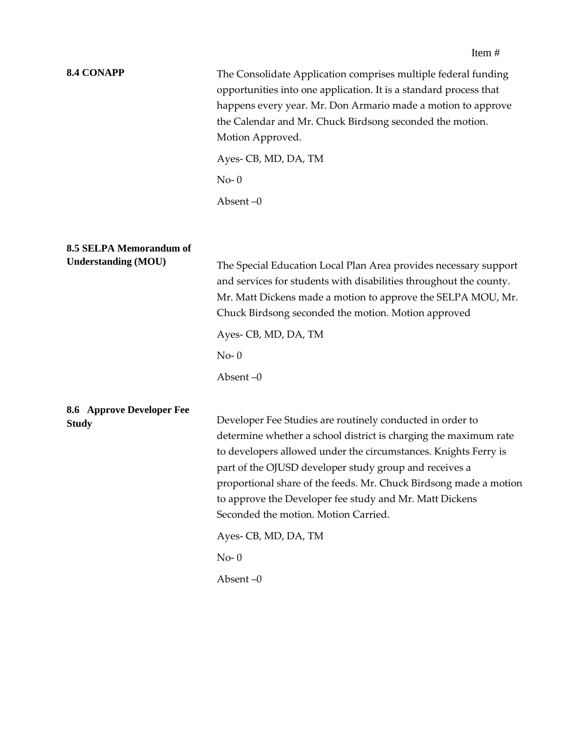Item #

**8.4 CONAPP**

The Consolidate Application comprises multiple federal funding opportunities into one application. It is a standard process that happens every year. Mr. Don Armario made a motion to approve the Calendar and Mr. Chuck Birdsong seconded the motion. Motion Approved.

Ayes- CB, MD, DA, TM

No- 0

Absent –0

**8.5 SELPA Memorandum of Understanding (MOU)**

The Special Education Local Plan Area provides necessary support and services for students with disabilities throughout the county. Mr. Matt Dickens made a motion to approve the SELPA MOU, Mr. Chuck Birdsong seconded the motion. Motion approved

Ayes- CB, MD, DA, TM

No- 0

Absent –0

**8.6 Approve Developer Fee Study**

Developer Fee Studies are routinely conducted in order to determine whether a school district is charging the maximum rate to developers allowed under the circumstances. Knights Ferry is part of the OJUSD developer study group and receives a proportional share of the feeds. Mr. Chuck Birdsong made a motion to approve the Developer fee study and Mr. Matt Dickens Seconded the motion. Motion Carried.

Ayes- CB, MD, DA, TM

No- 0

Absent –0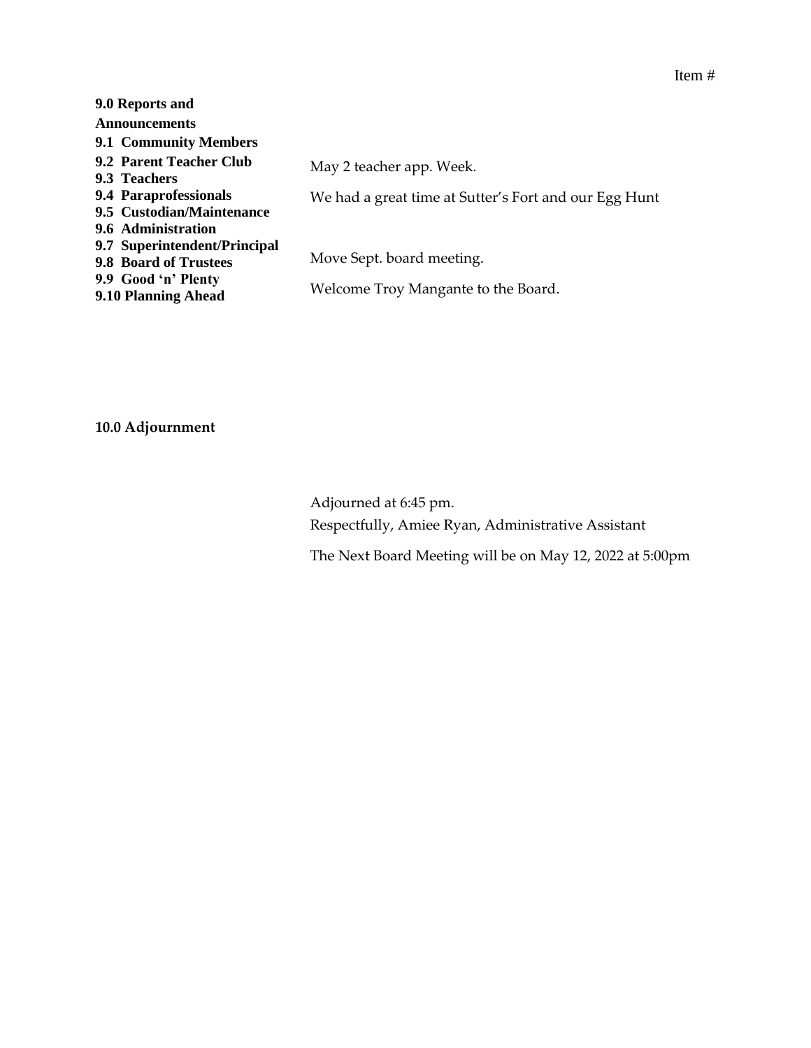Item #

| | |
|---|---|
| **9.0 Reports and Announcements** | |
| **9.1 Community Members** | |
| **9.2 Parent Teacher Club** | May 2 teacher app. Week. |
| **9.3 Teachers** | |
| **9.4 Paraprofessionals** | We had a great time at Sutter's Fort and our Egg Hunt |
| **9.5 Custodian/Maintenance** | |
| **9.6 Administration** | |
| **9.7 Superintendent/Principal** | |
| **9.8 Board of Trustees** | Move Sept. board meeting. |
| **9.9 Good 'n' Plenty** | Welcome Troy Mangante to the Board. |
| **9.10 Planning Ahead** | |

**10.0 Adjournment**

Adjourned at 6:45 pm.

Respectfully, Amiee Ryan, Administrative Assistant

The Next Board Meeting will be on May 12, 2022 at 5:00pm